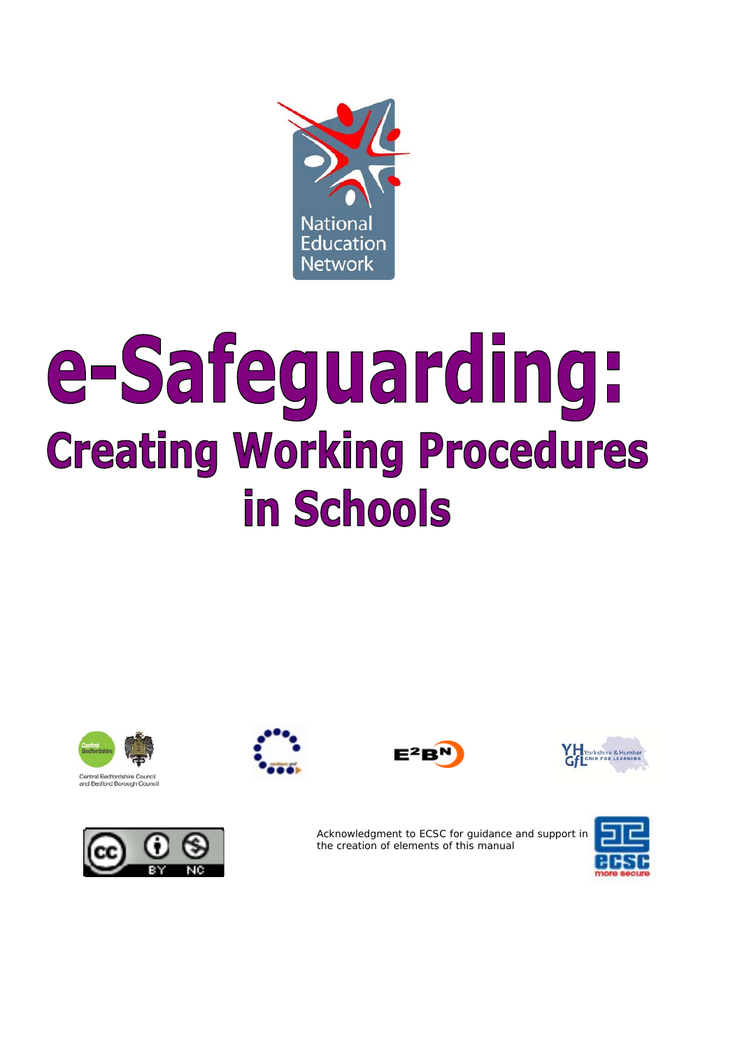National Education Network

# e-Safeguarding:

## Creating Working Procedures in Schools

Central Bedfordshire Council and Bedford Borough Council

Acknowledgment to ECSC for guidance and support in the creation of elements of this manual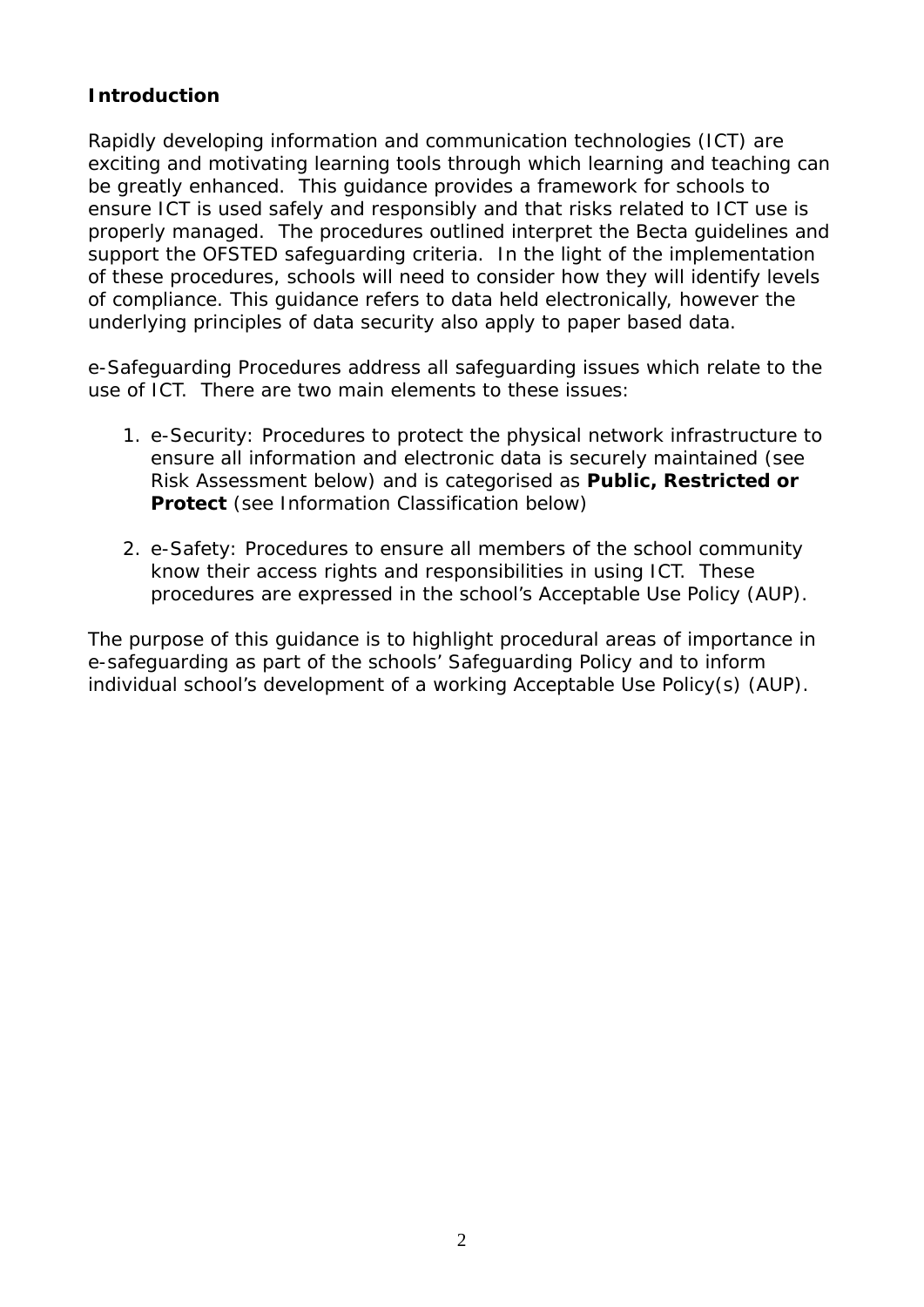## Introduction

Rapidly developing information and communication technologies (ICT) are exciting and motivating learning tools through which learning and teaching can be greatly enhanced. This guidance provides a framework for schools to ensure ICT is used safely and responsibly and that risks related to ICT use is properly managed. The procedures outlined interpret the Becta guidelines and support the OFSTED safeguarding criteria. In the light of the implementation of these procedures, schools will need to consider how they will identify levels of compliance. This guidance refers to data held electronically, however the underlying principles of data security also apply to paper based data.

e-Safeguarding Procedures address all safeguarding issues which relate to the use of ICT. There are two main elements to these issues:

1. e-Security: Procedures to protect the physical network infrastructure to ensure all information and electronic data is securely maintained (see Risk Assessment below) and is categorised as **Public, Restricted or Protect** (see Information Classification below)

2. e-Safety: Procedures to ensure all members of the school community know their access rights and responsibilities in using ICT. These procedures are expressed in the school's Acceptable Use Policy (AUP).

The purpose of this guidance is to highlight procedural areas of importance in e-safeguarding as part of the schools' Safeguarding Policy and to inform individual school's development of a working Acceptable Use Policy(s) (AUP).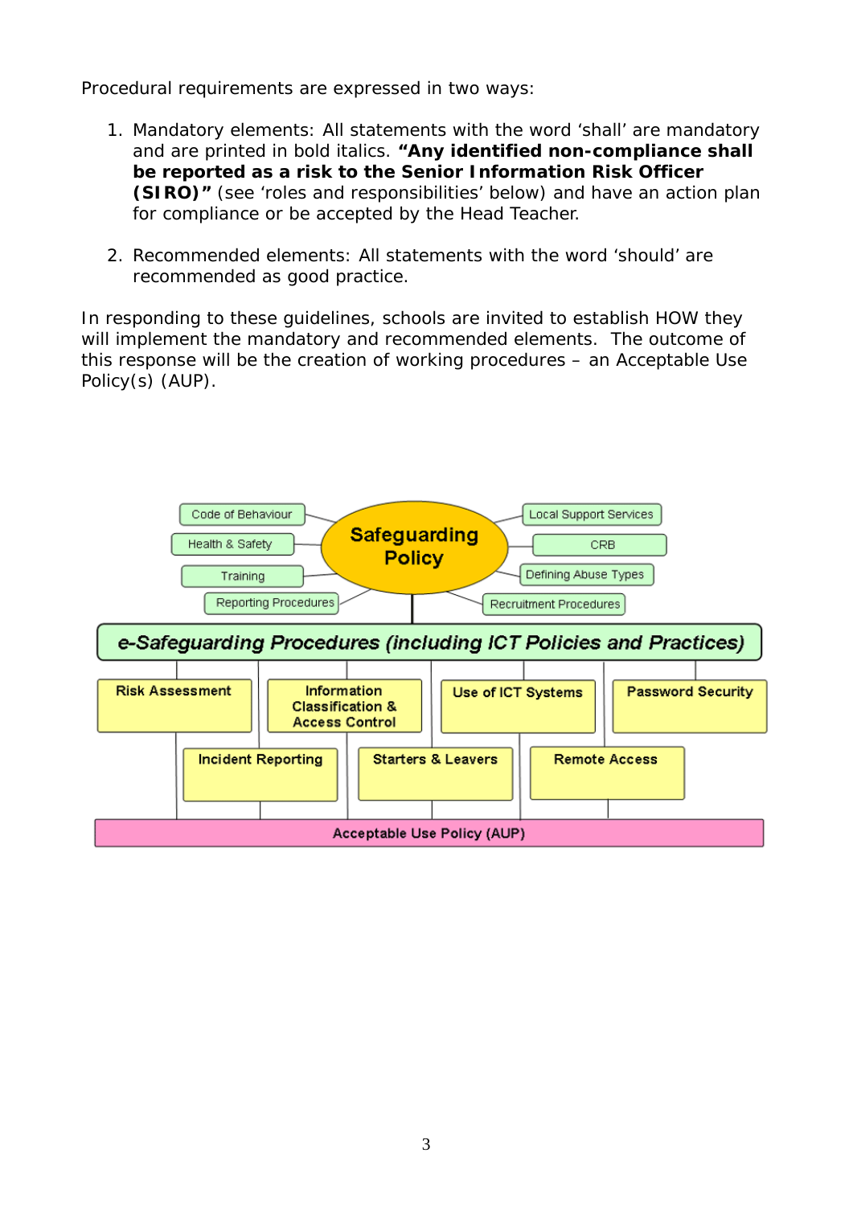Procedural requirements are expressed in two ways:

1. Mandatory elements: All statements with the word 'shall' are mandatory and are printed in bold italics. **"Any identified non-compliance shall be reported as a risk to the Senior Information Risk Officer (SIRO)"** (see 'roles and responsibilities' below) and have an action plan for compliance or be accepted by the Head Teacher.

2. Recommended elements: All statements with the word 'should' are recommended as good practice.

In responding to these guidelines, schools are invited to establish HOW they will implement the mandatory and recommended elements. The outcome of this response will be the creation of working procedures – an Acceptable Use Policy(s) (AUP).

**Safeguarding Policy**

- Code of Behaviour
- Health & Safety
- Training
- Reporting Procedures
- Local Support Services
- CRB
- Defining Abuse Types
- Recruitment Procedures

***e-Safeguarding Procedures (including ICT Policies and Practices)***

- Risk Assessment
- Information Classification & Access Control
- Use of ICT Systems
- Password Security
- Incident Reporting
- Starters & Leavers
- Remote Access

**Acceptable Use Policy (AUP)**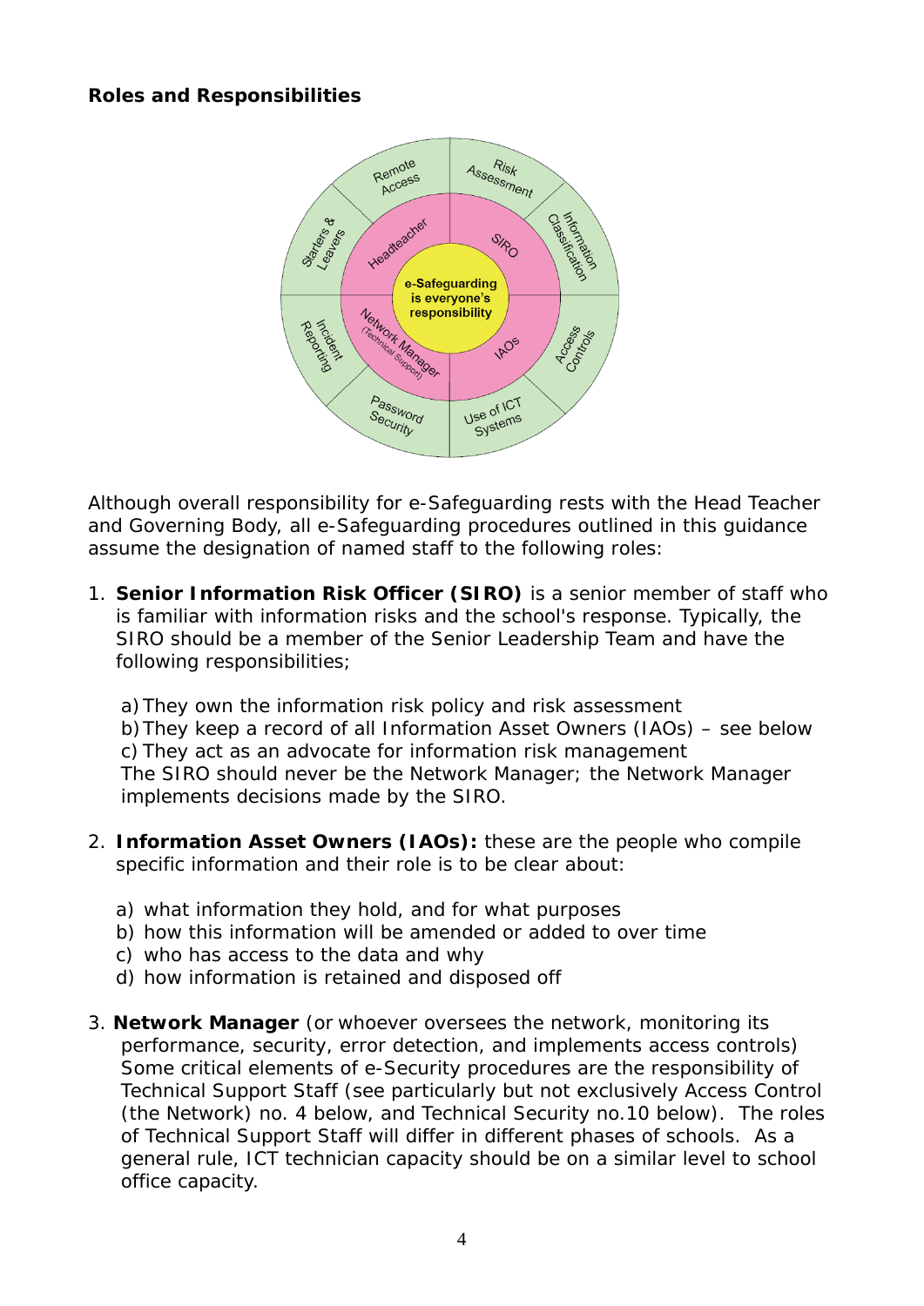**Roles and Responsibilities**

Although overall responsibility for e-Safeguarding rests with the Head Teacher and Governing Body, all e-Safeguarding procedures outlined in this guidance assume the designation of named staff to the following roles:

1. **Senior Information Risk Officer (SIRO)** is a senior member of staff who is familiar with information risks and the school's response. Typically, the SIRO should be a member of the Senior Leadership Team and have the following responsibilities;

   a) They own the information risk policy and risk assessment
   b) They keep a record of all Information Asset Owners (IAOs) – see below
   c) They act as an advocate for information risk management

   The SIRO should never be the Network Manager; the Network Manager implements decisions made by the SIRO.

2. **Information Asset Owners (IAOs):** these are the people who compile specific information and their role is to be clear about:

   a) what information they hold, and for what purposes
   b) how this information will be amended or added to over time
   c) who has access to the data and why
   d) how information is retained and disposed off

3. **Network Manager** (or whoever oversees the network, monitoring its performance, security, error detection, and implements access controls) Some critical elements of e-Security procedures are the responsibility of Technical Support Staff (see particularly but not exclusively Access Control (the Network) no. 4 below, and Technical Security no.10 below). The roles of Technical Support Staff will differ in different phases of schools. As a general rule, ICT technician capacity should be on a similar level to school office capacity.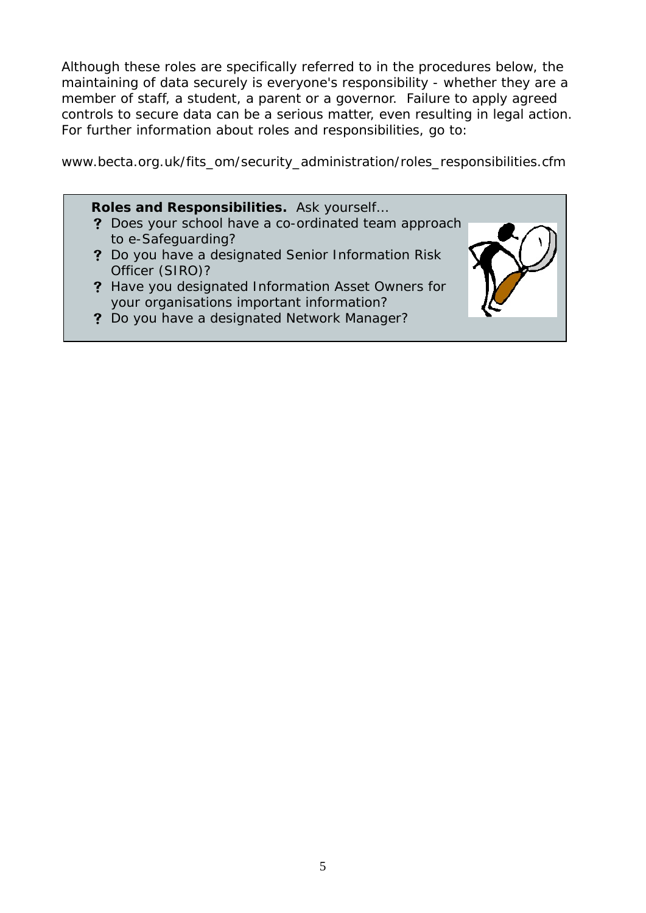Although these roles are specifically referred to in the procedures below, the maintaining of data securely is everyone's responsibility - whether they are a member of staff, a student, a parent or a governor. Failure to apply agreed controls to secure data can be a serious matter, even resulting in legal action. For further information about roles and responsibilities, go to:

www.becta.org.uk/fits_om/security_administration/roles_responsibilities.cfm

> **Roles and Responsibilities.** Ask yourself…
>
> - ? Does your school have a co-ordinated team approach to e-Safeguarding?
> - ? Do you have a designated Senior Information Risk Officer (SIRO)?
> - ? Have you designated Information Asset Owners for your organisations important information?
> - ? Do you have a designated Network Manager?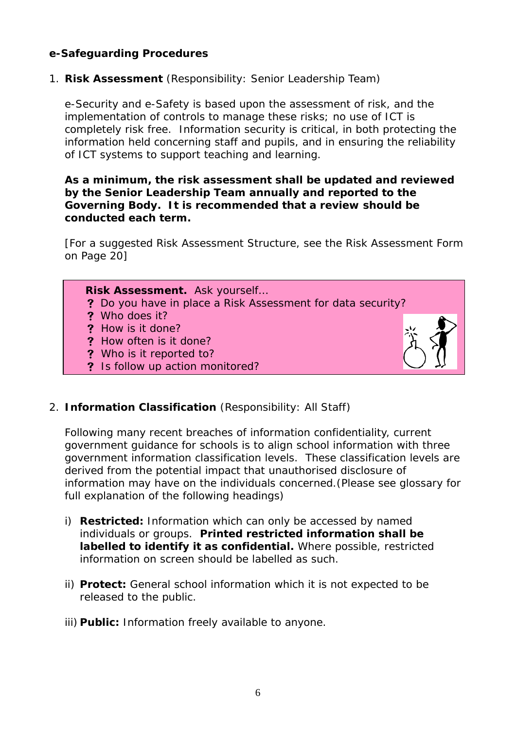**e-Safeguarding Procedures**

1. **Risk Assessment** (Responsibility: Senior Leadership Team)

   e-Security and e-Safety is based upon the assessment of risk, and the implementation of controls to manage these risks; no use of ICT is completely risk free. Information security is critical, in both protecting the information held concerning staff and pupils, and in ensuring the reliability of ICT systems to support teaching and learning.

   **As a minimum, the risk assessment shall be updated and reviewed by the Senior Leadership Team annually and reported to the Governing Body. It is recommended that a review should be conducted each term.**

   [For a suggested Risk Assessment Structure, see the Risk Assessment Form on Page 20]

   **Risk Assessment.** Ask yourself…
   - **?** Do you have in place a Risk Assessment for data security?
   - **?** Who does it?
   - **?** How is it done?
   - **?** How often is it done?
   - **?** Who is it reported to?
   - **?** Is follow up action monitored?

2. **Information Classification** (Responsibility: All Staff)

   Following many recent breaches of information confidentiality, current government guidance for schools is to align school information with three government information classification levels. These classification levels are derived from the potential impact that unauthorised disclosure of information may have on the individuals concerned.(Please see glossary for full explanation of the following headings)

   i) **Restricted:** Information which can only be accessed by named individuals or groups. **Printed restricted information shall be labelled to identify it as confidential.** Where possible, restricted information on screen should be labelled as such.

   ii) **Protect:** General school information which it is not expected to be released to the public.

   iii) **Public:** Information freely available to anyone.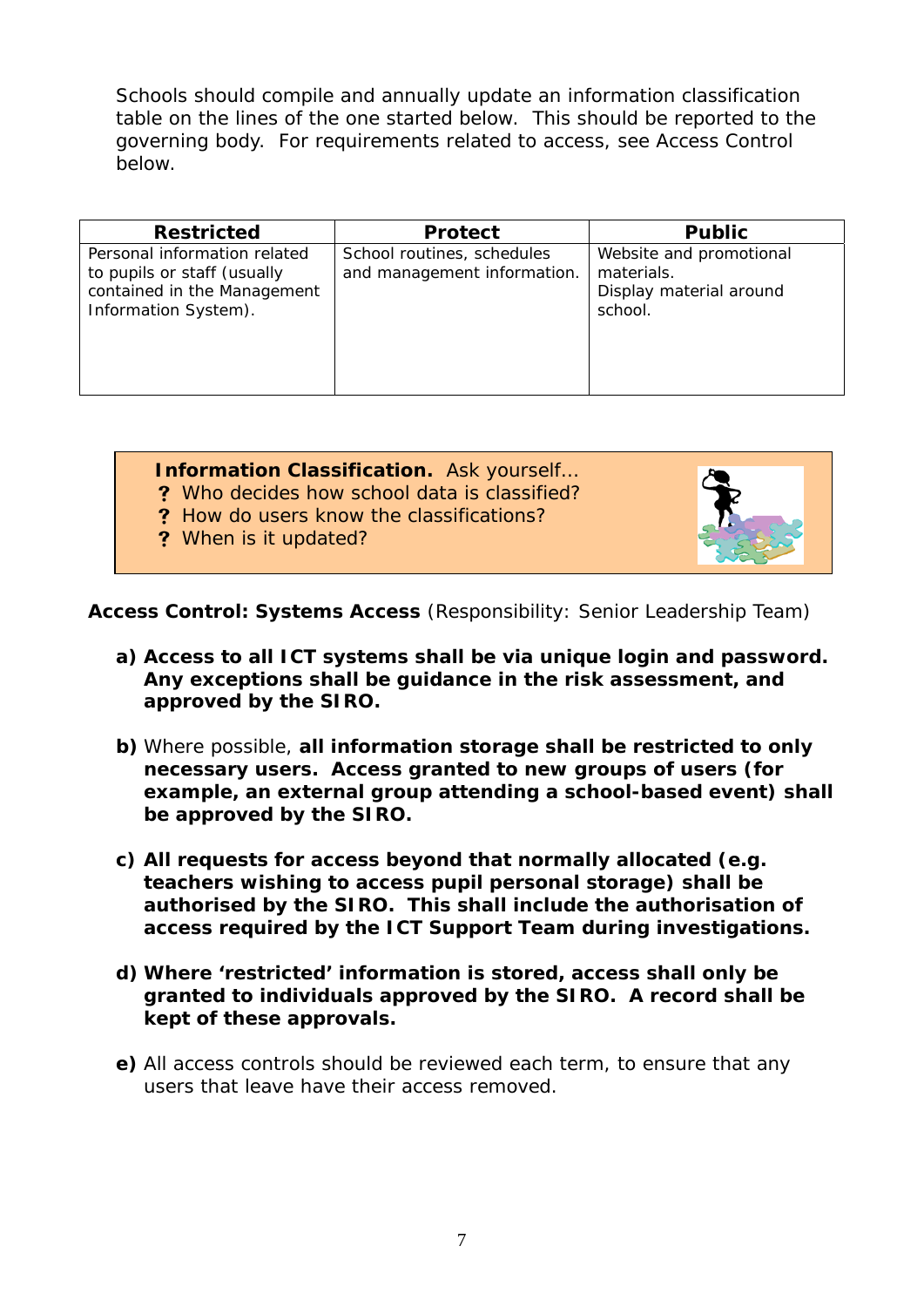Schools should compile and annually update an information classification table on the lines of the one started below. This should be reported to the governing body. For requirements related to access, see Access Control below.

| Restricted | Protect | Public |
|---|---|---|
| Personal information related to pupils or staff (usually contained in the Management Information System). | School routines, schedules and management information. | Website and promotional materials.<br>Display material around school. |

**Information Classification.** Ask yourself…

- ? Who decides how school data is classified?
- ? How do users know the classifications?
- ? When is it updated?

**Access Control: Systems Access** (Responsibility: Senior Leadership Team)

**a)** **Access to all ICT systems shall be via unique login and password. Any exceptions shall be guidance in the risk assessment, and approved by the SIRO.**

**b)** Where possible, **all information storage shall be restricted to only necessary users. Access granted to new groups of users (for example, an external group attending a school-based event) shall be approved by the SIRO.**

**c)** **All requests for access beyond that normally allocated (e.g. teachers wishing to access pupil personal storage) shall be authorised by the SIRO. This shall include the authorisation of access required by the ICT Support Team during investigations.**

**d)** **Where 'restricted' information is stored, access shall only be granted to individuals approved by the SIRO. A record shall be kept of these approvals.**

**e)** All access controls should be reviewed each term, to ensure that any users that leave have their access removed.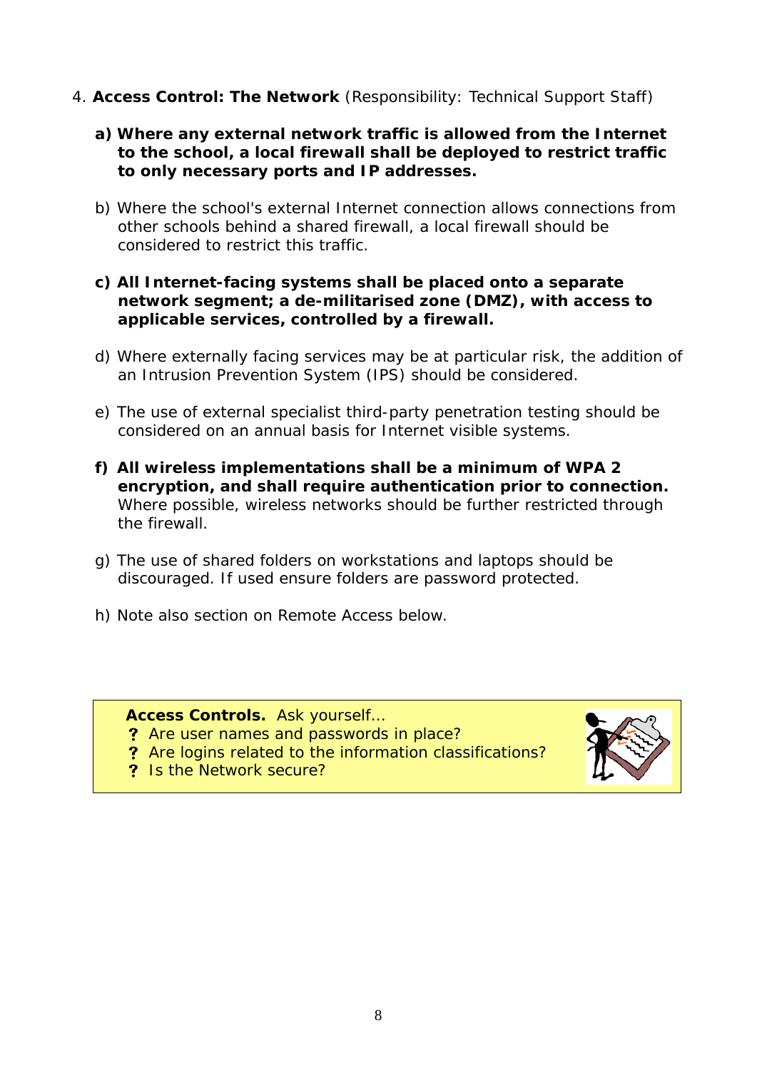4. **Access Control: The Network** (Responsibility: Technical Support Staff)

   a) **Where any external network traffic is allowed from the Internet to the school, a local firewall shall be deployed to restrict traffic to only necessary ports and IP addresses.**

   b) Where the school's external Internet connection allows connections from other schools behind a shared firewall, a local firewall should be considered to restrict this traffic.

   c) **All Internet-facing systems shall be placed onto a separate network segment; a de-militarised zone (DMZ), with access to applicable services, controlled by a firewall.**

   d) Where externally facing services may be at particular risk, the addition of an Intrusion Prevention System (IPS) should be considered.

   e) The use of external specialist third-party penetration testing should be considered on an annual basis for Internet visible systems.

   f) **All wireless implementations shall be a minimum of WPA 2 encryption, and shall require authentication prior to connection.** Where possible, wireless networks should be further restricted through the firewall.

   g) The use of shared folders on workstations and laptops should be discouraged. If used ensure folders are password protected.

   h) Note also section on Remote Access below.

> **Access Controls.** Ask yourself…
>
> ? Are user names and passwords in place?
>
> ? Are logins related to the information classifications?
>
> ? Is the Network secure?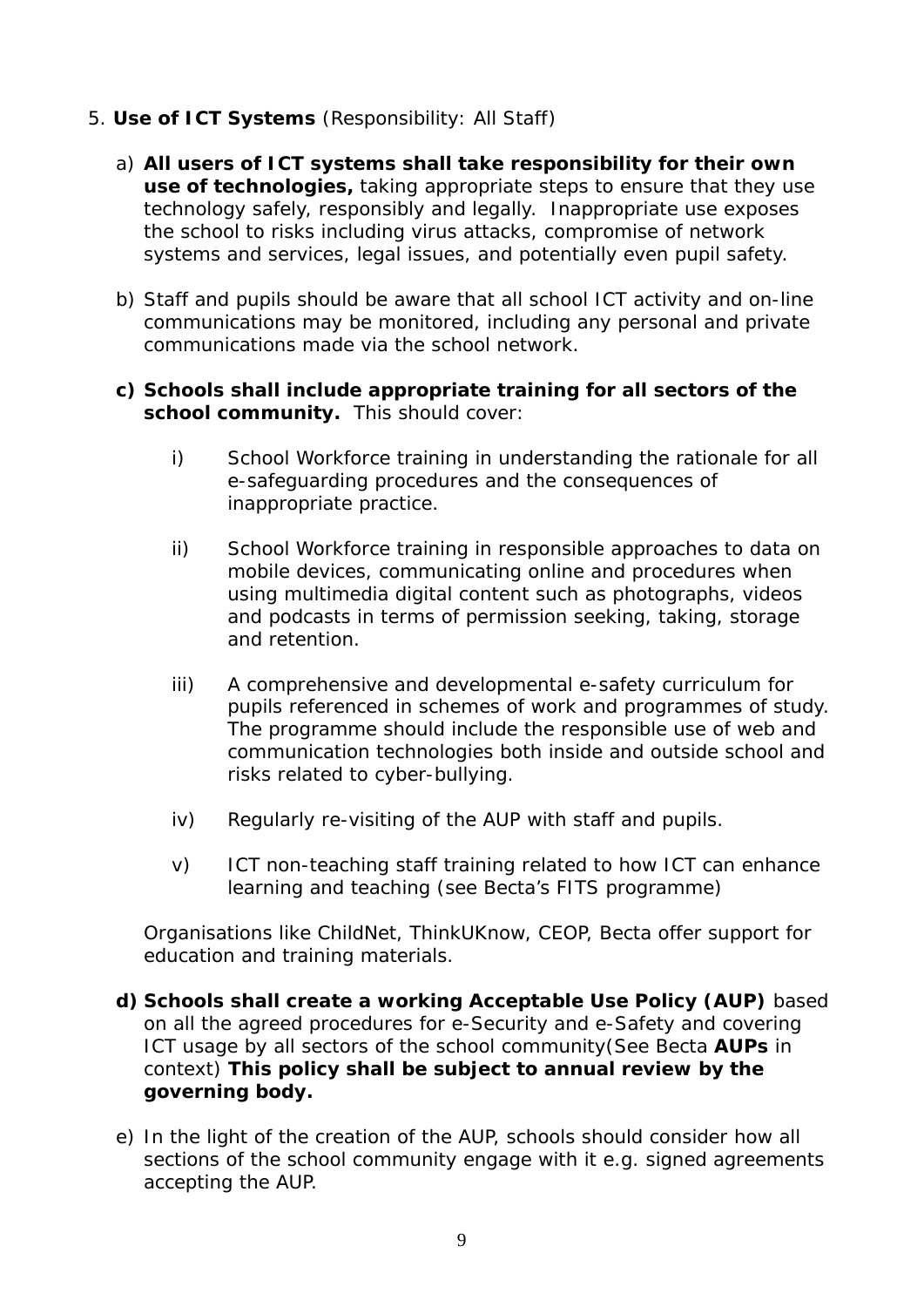5. **Use of ICT Systems** (Responsibility: All Staff)

   a) **All users of ICT systems shall take responsibility for their own use of technologies,** taking appropriate steps to ensure that they use technology safely, responsibly and legally. Inappropriate use exposes the school to risks including virus attacks, compromise of network systems and services, legal issues, and potentially even pupil safety.

   b) Staff and pupils should be aware that all school ICT activity and on-line communications may be monitored, including any personal and private communications made via the school network.

   **c) Schools shall include appropriate training for all sectors of the school community.** This should cover:

      i) School Workforce training in understanding the rationale for all e-safeguarding procedures and the consequences of inappropriate practice.

      ii) School Workforce training in responsible approaches to data on mobile devices, communicating online and procedures when using multimedia digital content such as photographs, videos and podcasts in terms of permission seeking, taking, storage and retention.

      iii) A comprehensive and developmental e-safety curriculum for pupils referenced in schemes of work and programmes of study. The programme should include the responsible use of web and communication technologies both inside and outside school and risks related to cyber-bullying.

      iv) Regularly re-visiting of the AUP with staff and pupils.

      v) ICT non-teaching staff training related to how ICT can enhance learning and teaching (see Becta's FITS programme)

   Organisations like ChildNet, ThinkUKnow, CEOP, Becta offer support for education and training materials.

   **d) Schools shall create a working Acceptable Use Policy (AUP)** based on all the agreed procedures for e-Security and e-Safety and covering ICT usage by all sectors of the school community(See Becta **AUPs** in context) **This policy shall be subject to annual review by the governing body.**

   e) In the light of the creation of the AUP, schools should consider how all sections of the school community engage with it e.g. signed agreements accepting the AUP.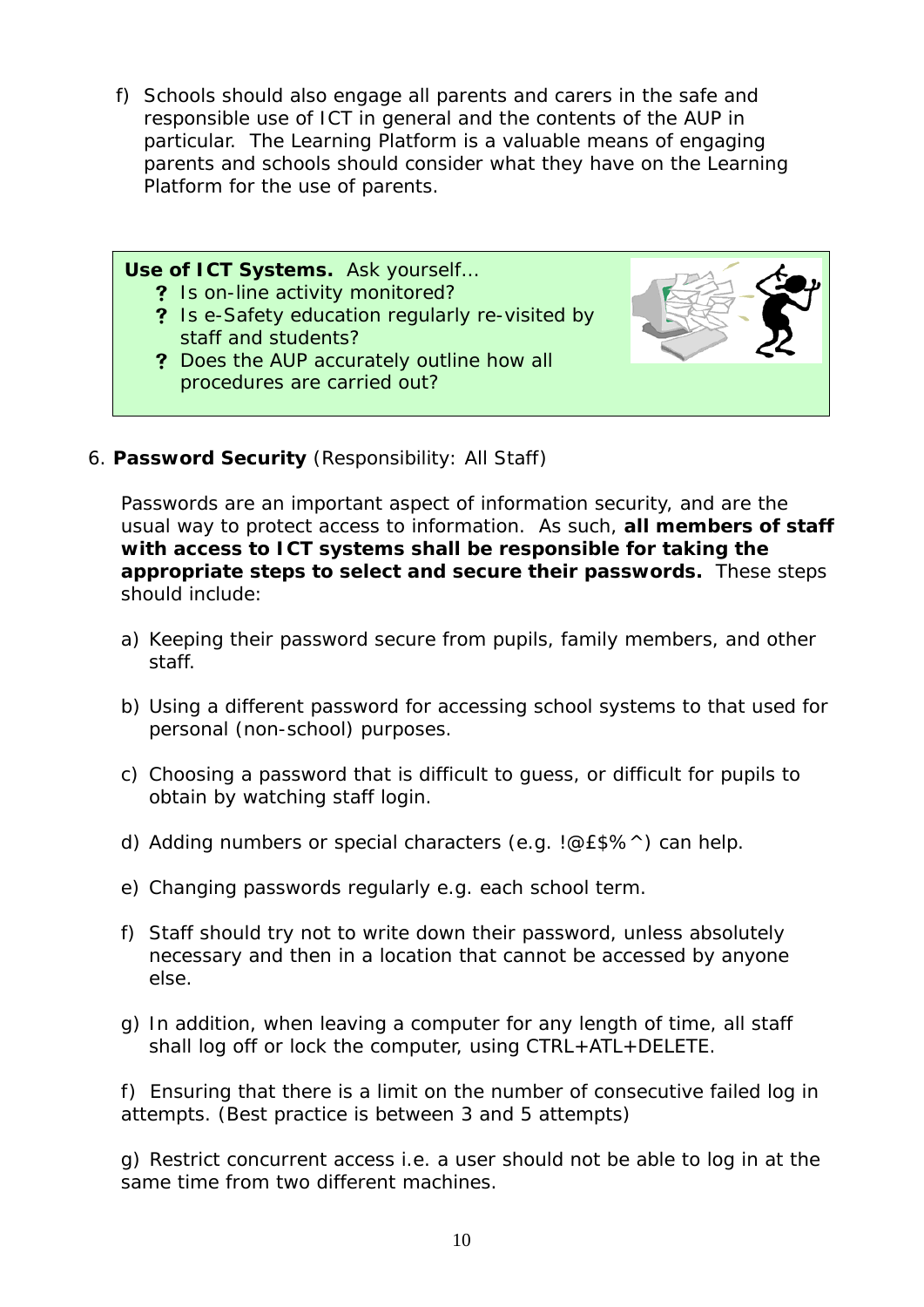f) Schools should also engage all parents and carers in the safe and responsible use of ICT in general and the contents of the AUP in particular. The Learning Platform is a valuable means of engaging parents and schools should consider what they have on the Learning Platform for the use of parents.

> **Use of ICT Systems.** Ask yourself…
> - ? Is on-line activity monitored?
> - ? Is e-Safety education regularly re-visited by staff and students?
> - ? Does the AUP accurately outline how all procedures are carried out?

6. **Password Security** (Responsibility: All Staff)

Passwords are an important aspect of information security, and are the usual way to protect access to information. As such, **all members of staff with access to ICT systems shall be responsible for taking the appropriate steps to select and secure their passwords.** These steps should include:

a) Keeping their password secure from pupils, family members, and other staff.

b) Using a different password for accessing school systems to that used for personal (non-school) purposes.

c) Choosing a password that is difficult to guess, or difficult for pupils to obtain by watching staff login.

d) Adding numbers or special characters (e.g. !@£$%^) can help.

e) Changing passwords regularly e.g. each school term.

f) Staff should try not to write down their password, unless absolutely necessary and then in a location that cannot be accessed by anyone else.

g) In addition, when leaving a computer for any length of time, all staff shall log off or lock the computer, using CTRL+ATL+DELETE.

f) Ensuring that there is a limit on the number of consecutive failed log in attempts. (Best practice is between 3 and 5 attempts)

g) Restrict concurrent access i.e. a user should not be able to log in at the same time from two different machines.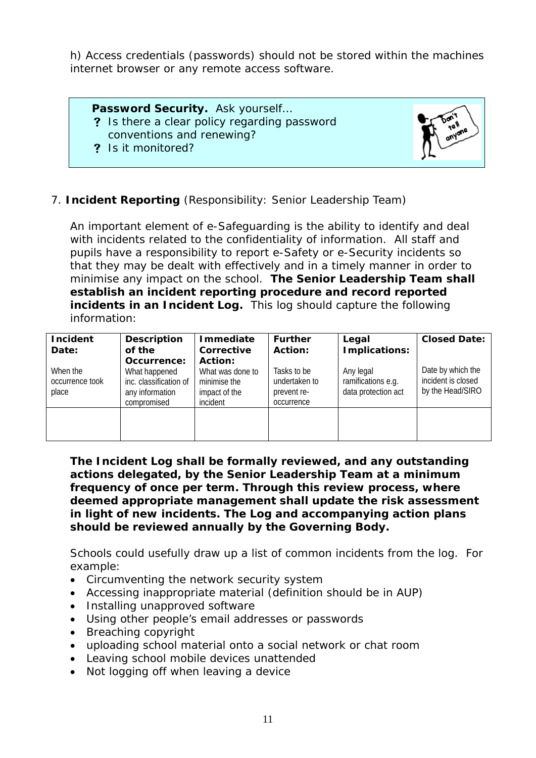h) Access credentials (passwords) should not be stored within the machines internet browser or any remote access software.

> **Password Security.** Ask yourself…
> - ? Is there a clear policy regarding password conventions and renewing?
> - ? Is it monitored?

7. **Incident Reporting** (Responsibility: Senior Leadership Team)

An important element of e-Safeguarding is the ability to identify and deal with incidents related to the confidentiality of information. All staff and pupils have a responsibility to report e-Safety or e-Security incidents so that they may be dealt with effectively and in a timely manner in order to minimise any impact on the school. **The Senior Leadership Team shall establish an incident reporting procedure and record reported incidents in an Incident Log.** This log should capture the following information:

| **Incident Date:** When the occurrence took place | **Description of the Occurrence:** What happened inc. classification of any information compromised | **Immediate Corrective Action:** What was done to minimise the impact of the incident | **Further Action:** Tasks to be undertaken to prevent re-occurrence | **Legal Implications:** Any legal ramifications e.g. data protection act | **Closed Date:** Date by which the incident is closed by the Head/SIRO |
|---|---|---|---|---|---|
| | | | | | |

**The Incident Log shall be formally reviewed, and any outstanding actions delegated, by the Senior Leadership Team at a minimum frequency of once per term. Through this review process, where deemed appropriate management shall update the risk assessment in light of new incidents. The Log and accompanying action plans should be reviewed annually by the Governing Body.**

Schools could usefully draw up a list of common incidents from the log. For example:

- Circumventing the network security system
- Accessing inappropriate material (definition should be in AUP)
- Installing unapproved software
- Using other people's email addresses or passwords
- Breaching copyright
- uploading school material onto a social network or chat room
- Leaving school mobile devices unattended
- Not logging off when leaving a device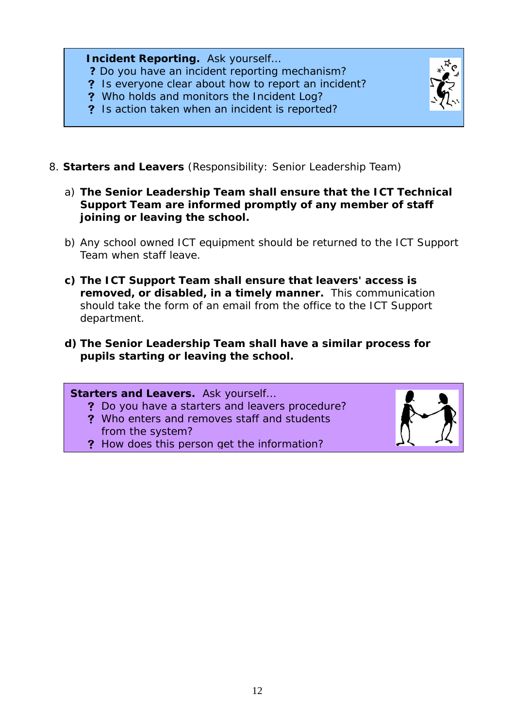**Incident Reporting.** Ask yourself…

- ? Do you have an incident reporting mechanism?
- ? Is everyone clear about how to report an incident?
- ? Who holds and monitors the Incident Log?
- ? Is action taken when an incident is reported?

8. **Starters and Leavers** (Responsibility: Senior Leadership Team)

   a) **The Senior Leadership Team shall ensure that the ICT Technical Support Team are informed promptly of any member of staff joining or leaving the school.**

   b) Any school owned ICT equipment should be returned to the ICT Support Team when staff leave.

   **c) The ICT Support Team shall ensure that leavers' access is removed, or disabled, in a timely manner.** This communication should take the form of an email from the office to the ICT Support department.

   **d) The Senior Leadership Team shall have a similar process for pupils starting or leaving the school.**

**Starters and Leavers.** Ask yourself…

- ? Do you have a starters and leavers procedure?
- ? Who enters and removes staff and students from the system?
- ? How does this person get the information?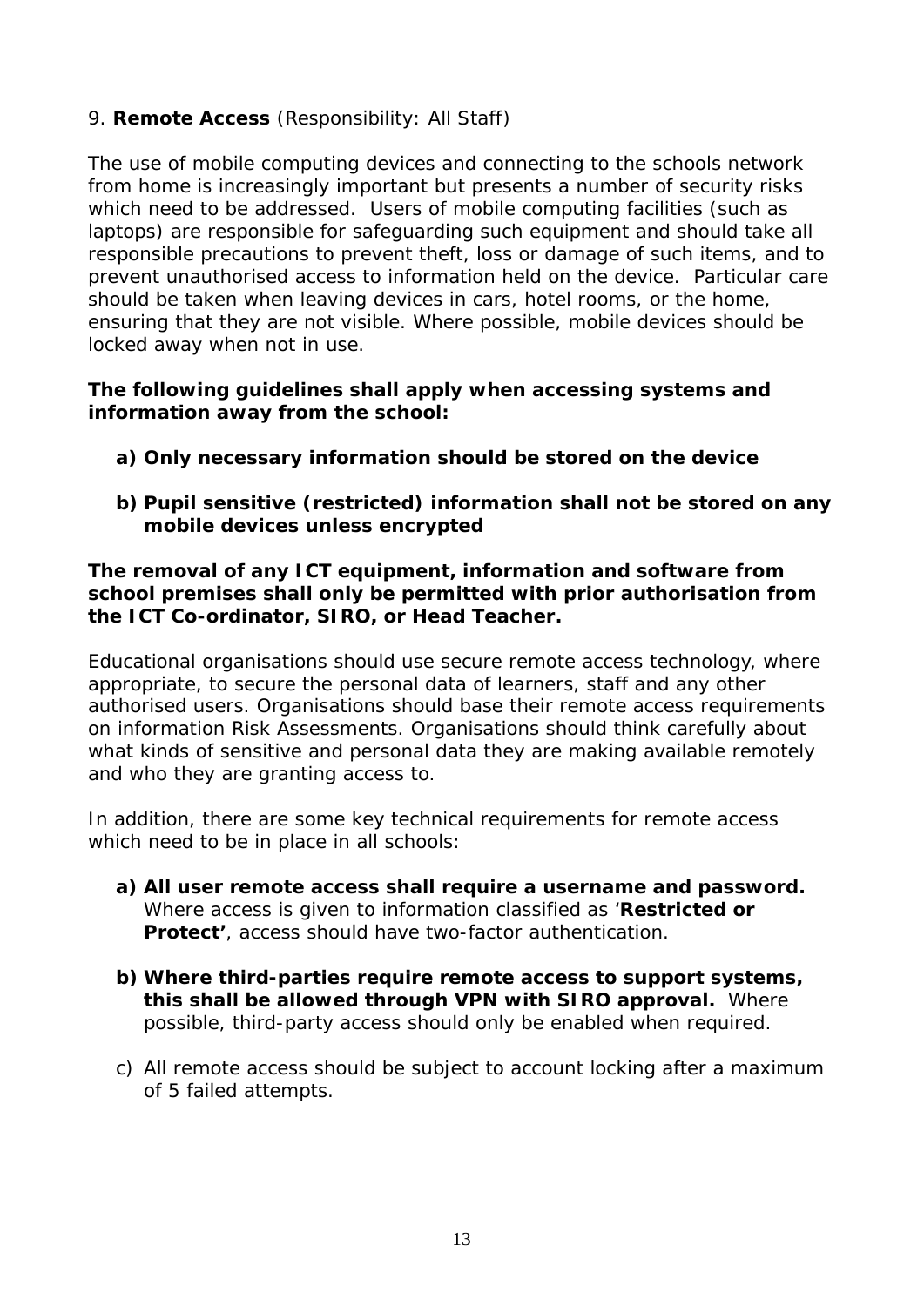9. **Remote Access** (Responsibility: All Staff)

The use of mobile computing devices and connecting to the schools network from home is increasingly important but presents a number of security risks which need to be addressed. Users of mobile computing facilities (such as laptops) are responsible for safeguarding such equipment and should take all responsible precautions to prevent theft, loss or damage of such items, and to prevent unauthorised access to information held on the device. Particular care should be taken when leaving devices in cars, hotel rooms, or the home, ensuring that they are not visible. Where possible, mobile devices should be locked away when not in use.

**The following guidelines shall apply when accessing systems and information away from the school:**

- **a) Only necessary information should be stored on the device**
- **b) Pupil sensitive (restricted) information shall not be stored on any mobile devices unless encrypted**

**The removal of any ICT equipment, information and software from school premises shall only be permitted with prior authorisation from the ICT Co-ordinator, SIRO, or Head Teacher.**

Educational organisations should use secure remote access technology, where appropriate, to secure the personal data of learners, staff and any other authorised users. Organisations should base their remote access requirements on information Risk Assessments. Organisations should think carefully about what kinds of sensitive and personal data they are making available remotely and who they are granting access to.

In addition, there are some key technical requirements for remote access which need to be in place in all schools:

- **a) All user remote access shall require a username and password.** Where access is given to information classified as '**Restricted or Protect'**, access should have two-factor authentication.
- **b) Where third-parties require remote access to support systems, this shall be allowed through VPN with SIRO approval.** Where possible, third-party access should only be enabled when required.
- c) All remote access should be subject to account locking after a maximum of 5 failed attempts.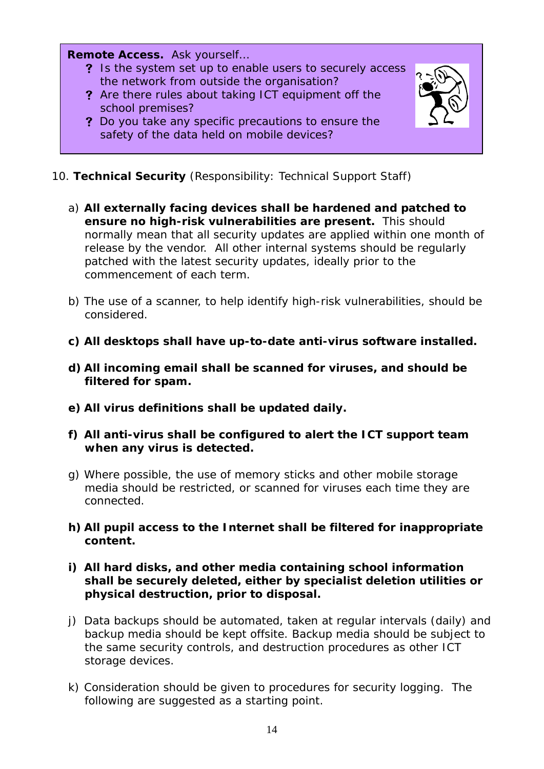**Remote Access.** Ask yourself…

- ? Is the system set up to enable users to securely access the network from outside the organisation?
- ? Are there rules about taking ICT equipment off the school premises?
- ? Do you take any specific precautions to ensure the safety of the data held on mobile devices?

10. **Technical Security** (Responsibility: Technical Support Staff)

a) **All externally facing devices shall be hardened and patched to ensure no high-risk vulnerabilities are present.** This should normally mean that all security updates are applied within one month of release by the vendor. All other internal systems should be regularly patched with the latest security updates, ideally prior to the commencement of each term.

b) The use of a scanner, to help identify high-risk vulnerabilities, should be considered.

**c) All desktops shall have up-to-date anti-virus software installed.**

**d) All incoming email shall be scanned for viruses, and should be filtered for spam.**

**e) All virus definitions shall be updated daily.**

**f) All anti-virus shall be configured to alert the ICT support team when any virus is detected.**

g) Where possible, the use of memory sticks and other mobile storage media should be restricted, or scanned for viruses each time they are connected.

**h) All pupil access to the Internet shall be filtered for inappropriate content.**

**i) All hard disks, and other media containing school information shall be securely deleted, either by specialist deletion utilities or physical destruction, prior to disposal.**

j) Data backups should be automated, taken at regular intervals (daily) and backup media should be kept offsite. Backup media should be subject to the same security controls, and destruction procedures as other ICT storage devices.

k) Consideration should be given to procedures for security logging. The following are suggested as a starting point.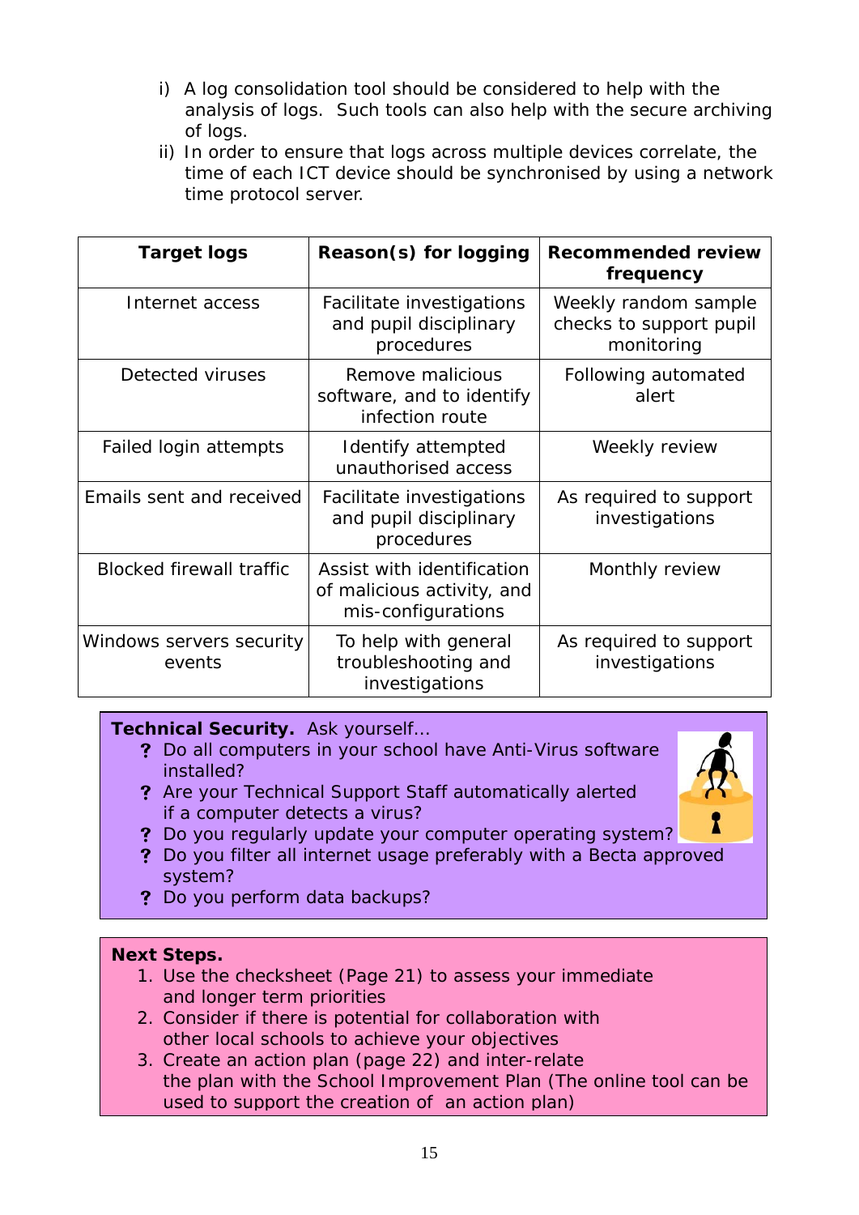i) A log consolidation tool should be considered to help with the analysis of logs. Such tools can also help with the secure archiving of logs.
ii) In order to ensure that logs across multiple devices correlate, the time of each ICT device should be synchronised by using a network time protocol server.

| Target logs | Reason(s) for logging | Recommended review frequency |
|---|---|---|
| Internet access | Facilitate investigations and pupil disciplinary procedures | Weekly random sample checks to support pupil monitoring |
| Detected viruses | Remove malicious software, and to identify infection route | Following automated alert |
| Failed login attempts | Identify attempted unauthorised access | Weekly review |
| Emails sent and received | Facilitate investigations and pupil disciplinary procedures | As required to support investigations |
| Blocked firewall traffic | Assist with identification of malicious activity, and mis-configurations | Monthly review |
| Windows servers security events | To help with general troubleshooting and investigations | As required to support investigations |

**Technical Security.** Ask yourself…

- ? Do all computers in your school have Anti-Virus software installed?
- ? Are your Technical Support Staff automatically alerted if a computer detects a virus?
- ? Do you regularly update your computer operating system?
- ? Do you filter all internet usage preferably with a Becta approved system?
- ? Do you perform data backups?

**Next Steps.**

1. Use the checksheet (Page 21) to assess your immediate and longer term priorities
2. Consider if there is potential for collaboration with other local schools to achieve your objectives
3. Create an action plan (page 22) and inter-relate the plan with the School Improvement Plan (The online tool can be used to support the creation of an action plan)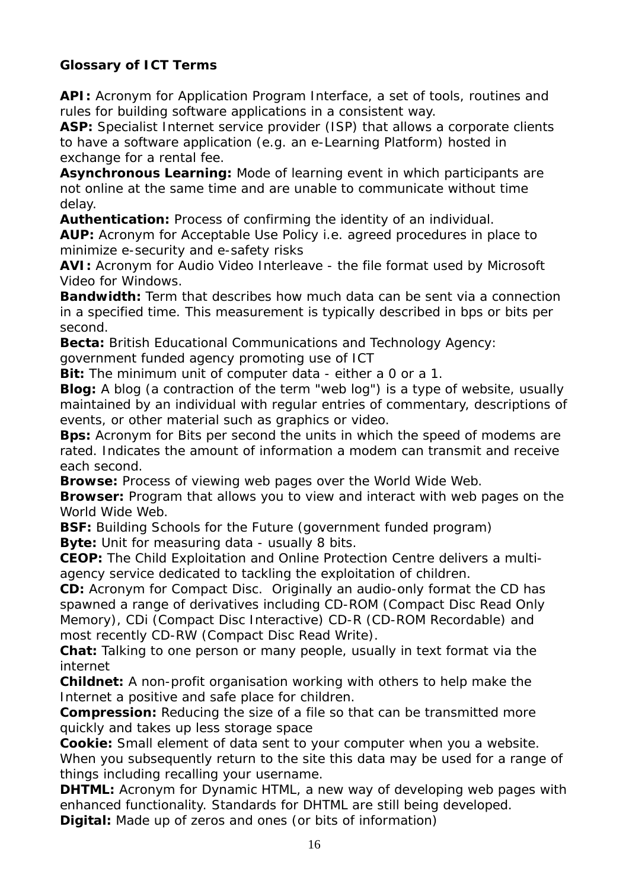**Glossary of ICT Terms**

**API:** Acronym for Application Program Interface, a set of tools, routines and rules for building software applications in a consistent way.

**ASP:** Specialist Internet service provider (ISP) that allows a corporate clients to have a software application (e.g. an e-Learning Platform) hosted in exchange for a rental fee.

**Asynchronous Learning:** Mode of learning event in which participants are not online at the same time and are unable to communicate without time delay.

**Authentication:** Process of confirming the identity of an individual.

**AUP:** Acronym for Acceptable Use Policy i.e. agreed procedures in place to minimize e-security and e-safety risks

**AVI:** Acronym for Audio Video Interleave - the file format used by Microsoft Video for Windows.

**Bandwidth:** Term that describes how much data can be sent via a connection in a specified time. This measurement is typically described in bps or bits per second.

**Becta:** British Educational Communications and Technology Agency: government funded agency promoting use of ICT

**Bit:** The minimum unit of computer data - either a 0 or a 1.

**Blog:** A blog (a contraction of the term "web log") is a type of website, usually maintained by an individual with regular entries of commentary, descriptions of events, or other material such as graphics or video.

**Bps:** Acronym for Bits per second the units in which the speed of modems are rated. Indicates the amount of information a modem can transmit and receive each second.

**Browse:** Process of viewing web pages over the World Wide Web.

**Browser:** Program that allows you to view and interact with web pages on the World Wide Web.

**BSF:** Building Schools for the Future (government funded program)

**Byte:** Unit for measuring data - usually 8 bits.

**CEOP:** The Child Exploitation and Online Protection Centre delivers a multi-agency service dedicated to tackling the exploitation of children.

**CD:** Acronym for Compact Disc. Originally an audio-only format the CD has spawned a range of derivatives including CD-ROM (Compact Disc Read Only Memory), CDi (Compact Disc Interactive) CD-R (CD-ROM Recordable) and most recently CD-RW (Compact Disc Read Write).

**Chat:** Talking to one person or many people, usually in text format via the internet

**Childnet:** A non-profit organisation working with others to help make the Internet a positive and safe place for children.

**Compression:** Reducing the size of a file so that can be transmitted more quickly and takes up less storage space

**Cookie:** Small element of data sent to your computer when you a website. When you subsequently return to the site this data may be used for a range of things including recalling your username.

**DHTML:** Acronym for Dynamic HTML, a new way of developing web pages with enhanced functionality. Standards for DHTML are still being developed.

**Digital:** Made up of zeros and ones (or bits of information)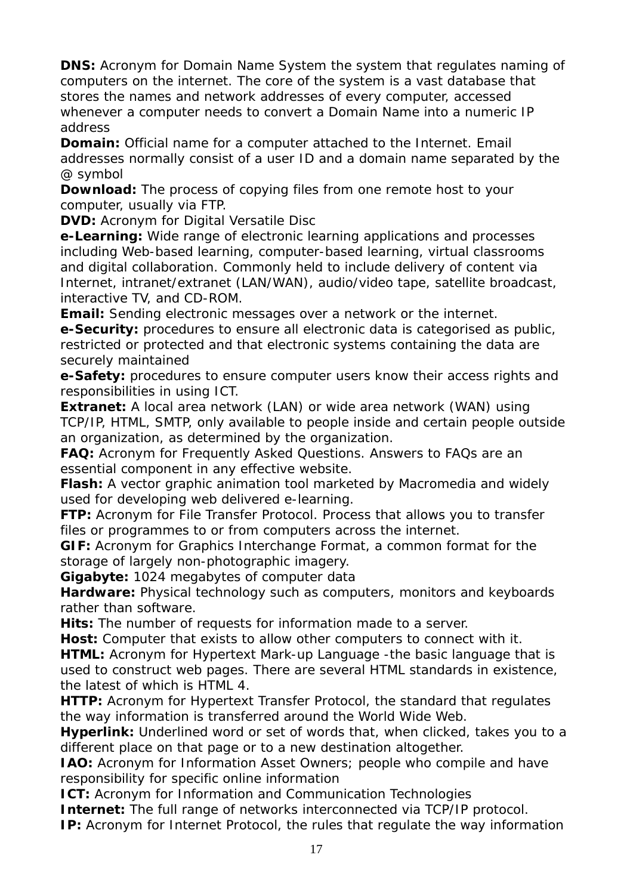**DNS:** Acronym for Domain Name System the system that regulates naming of computers on the internet. The core of the system is a vast database that stores the names and network addresses of every computer, accessed whenever a computer needs to convert a Domain Name into a numeric IP address

**Domain:** Official name for a computer attached to the Internet. Email addresses normally consist of a user ID and a domain name separated by the @ symbol

**Download:** The process of copying files from one remote host to your computer, usually via FTP.

**DVD:** Acronym for Digital Versatile Disc

**e-Learning:** Wide range of electronic learning applications and processes including Web-based learning, computer-based learning, virtual classrooms and digital collaboration. Commonly held to include delivery of content via Internet, intranet/extranet (LAN/WAN), audio/video tape, satellite broadcast, interactive TV, and CD-ROM.

**Email:** Sending electronic messages over a network or the internet.

**e-Security:** procedures to ensure all electronic data is categorised as public, restricted or protected and that electronic systems containing the data are securely maintained

**e-Safety:** procedures to ensure computer users know their access rights and responsibilities in using ICT.

**Extranet:** A local area network (LAN) or wide area network (WAN) using TCP/IP, HTML, SMTP, only available to people inside and certain people outside an organization, as determined by the organization.

**FAQ:** Acronym for Frequently Asked Questions. Answers to FAQs are an essential component in any effective website.

**Flash:** A vector graphic animation tool marketed by Macromedia and widely used for developing web delivered e-learning.

**FTP:** Acronym for File Transfer Protocol. Process that allows you to transfer files or programmes to or from computers across the internet.

**GIF:** Acronym for Graphics Interchange Format, a common format for the storage of largely non-photographic imagery.

**Gigabyte:** 1024 megabytes of computer data

**Hardware:** Physical technology such as computers, monitors and keyboards rather than software.

**Hits:** The number of requests for information made to a server.

**Host:** Computer that exists to allow other computers to connect with it.

**HTML:** Acronym for Hypertext Mark-up Language -the basic language that is used to construct web pages. There are several HTML standards in existence, the latest of which is HTML 4.

**HTTP:** Acronym for Hypertext Transfer Protocol, the standard that regulates the way information is transferred around the World Wide Web.

**Hyperlink:** Underlined word or set of words that, when clicked, takes you to a different place on that page or to a new destination altogether.

**IAO:** Acronym for Information Asset Owners; people who compile and have responsibility for specific online information

**ICT:** Acronym for Information and Communication Technologies

**Internet:** The full range of networks interconnected via TCP/IP protocol.

**IP:** Acronym for Internet Protocol, the rules that regulate the way information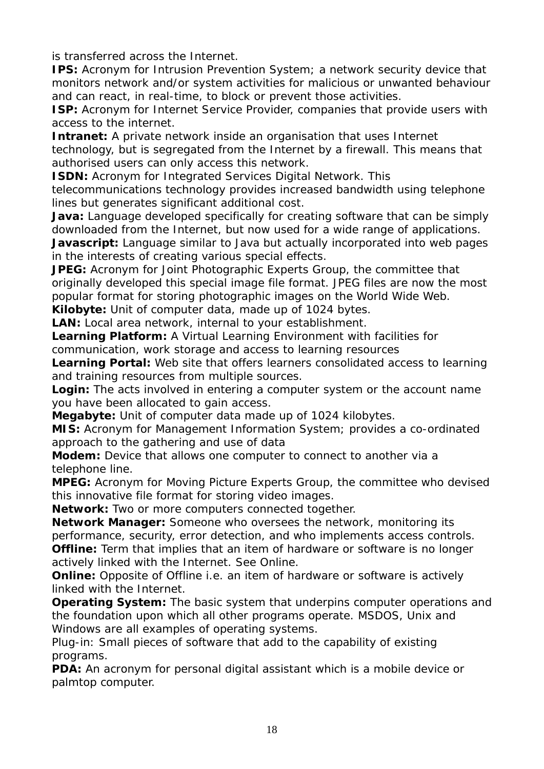is transferred across the Internet.

**IPS:** Acronym for Intrusion Prevention System; a network security device that monitors network and/or system activities for malicious or unwanted behaviour and can react, in real-time, to block or prevent those activities.

**ISP:** Acronym for Internet Service Provider, companies that provide users with access to the internet.

**Intranet:** A private network inside an organisation that uses Internet technology, but is segregated from the Internet by a firewall. This means that authorised users can only access this network.

**ISDN:** Acronym for Integrated Services Digital Network. This telecommunications technology provides increased bandwidth using telephone lines but generates significant additional cost.

**Java:** Language developed specifically for creating software that can be simply downloaded from the Internet, but now used for a wide range of applications.

**Javascript:** Language similar to Java but actually incorporated into web pages in the interests of creating various special effects.

**JPEG:** Acronym for Joint Photographic Experts Group, the committee that originally developed this special image file format. JPEG files are now the most popular format for storing photographic images on the World Wide Web.

**Kilobyte:** Unit of computer data, made up of 1024 bytes.

**LAN:** Local area network, internal to your establishment.

**Learning Platform:** A Virtual Learning Environment with facilities for communication, work storage and access to learning resources

**Learning Portal:** Web site that offers learners consolidated access to learning and training resources from multiple sources.

**Login:** The acts involved in entering a computer system or the account name you have been allocated to gain access.

**Megabyte:** Unit of computer data made up of 1024 kilobytes.

**MIS:** Acronym for Management Information System; provides a co-ordinated approach to the gathering and use of data

**Modem:** Device that allows one computer to connect to another via a telephone line.

**MPEG:** Acronym for Moving Picture Experts Group, the committee who devised this innovative file format for storing video images.

**Network:** Two or more computers connected together.

**Network Manager:** Someone who oversees the network, monitoring its performance, security, error detection, and who implements access controls.

**Offline:** Term that implies that an item of hardware or software is no longer actively linked with the Internet. See Online.

**Online:** Opposite of Offline i.e. an item of hardware or software is actively linked with the Internet.

**Operating System:** The basic system that underpins computer operations and the foundation upon which all other programs operate. MSDOS, Unix and Windows are all examples of operating systems.

Plug-in: Small pieces of software that add to the capability of existing programs.

**PDA:** An acronym for personal digital assistant which is a mobile device or palmtop computer.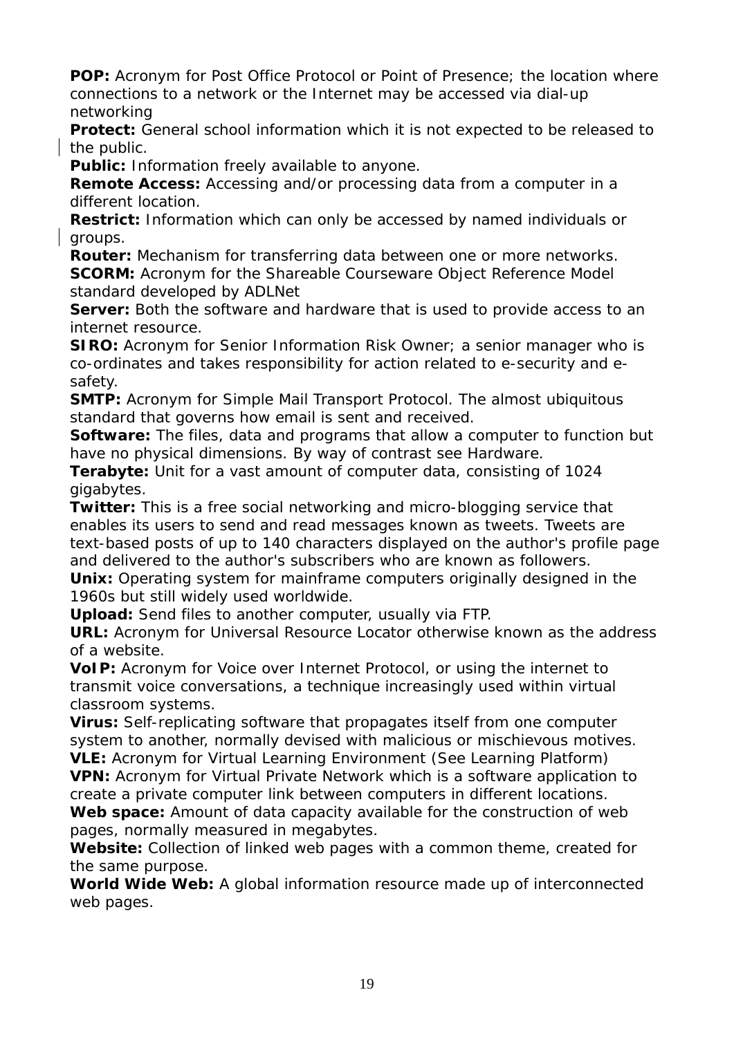**POP:** Acronym for Post Office Protocol or Point of Presence; the location where connections to a network or the Internet may be accessed via dial-up networking

**Protect:** General school information which it is not expected to be released to the public.

**Public:** Information freely available to anyone.

**Remote Access:** Accessing and/or processing data from a computer in a different location.

**Restrict:** Information which can only be accessed by named individuals or groups.

**Router:** Mechanism for transferring data between one or more networks.

**SCORM:** Acronym for the Shareable Courseware Object Reference Model standard developed by ADLNet

**Server:** Both the software and hardware that is used to provide access to an internet resource.

**SIRO:** Acronym for Senior Information Risk Owner; a senior manager who is co-ordinates and takes responsibility for action related to e-security and e-safety.

**SMTP:** Acronym for Simple Mail Transport Protocol. The almost ubiquitous standard that governs how email is sent and received.

**Software:** The files, data and programs that allow a computer to function but have no physical dimensions. By way of contrast see Hardware.

**Terabyte:** Unit for a vast amount of computer data, consisting of 1024 gigabytes.

**Twitter:** This is a free social networking and micro-blogging service that enables its users to send and read messages known as tweets. Tweets are text-based posts of up to 140 characters displayed on the author's profile page and delivered to the author's subscribers who are known as followers.

**Unix:** Operating system for mainframe computers originally designed in the 1960s but still widely used worldwide.

**Upload:** Send files to another computer, usually via FTP.

**URL:** Acronym for Universal Resource Locator otherwise known as the address of a website.

**VoIP:** Acronym for Voice over Internet Protocol, or using the internet to transmit voice conversations, a technique increasingly used within virtual classroom systems.

**Virus:** Self-replicating software that propagates itself from one computer system to another, normally devised with malicious or mischievous motives.

**VLE:** Acronym for Virtual Learning Environment (See Learning Platform)

**VPN:** Acronym for Virtual Private Network which is a software application to create a private computer link between computers in different locations.

**Web space:** Amount of data capacity available for the construction of web pages, normally measured in megabytes.

**Website:** Collection of linked web pages with a common theme, created for the same purpose.

**World Wide Web:** A global information resource made up of interconnected web pages.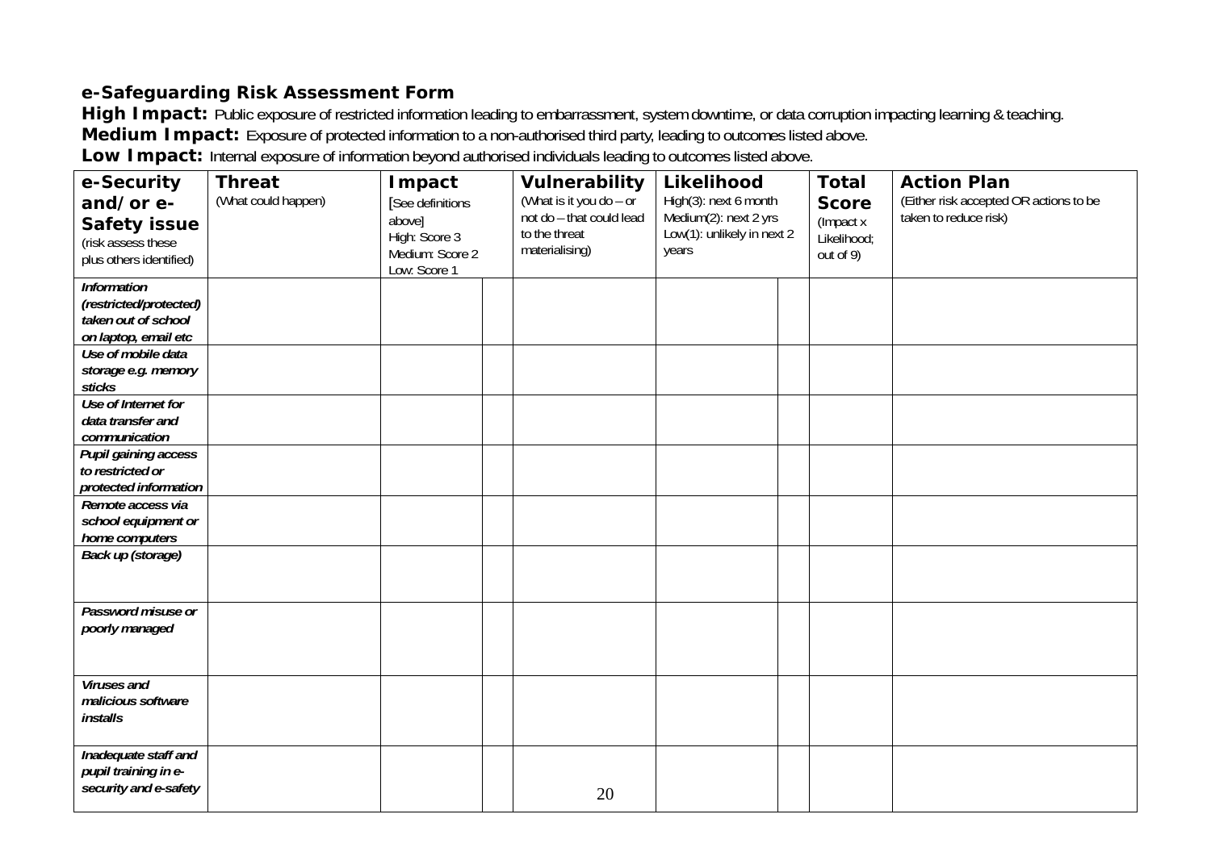## e-Safeguarding Risk Assessment Form

**High Impact:** Public exposure of restricted information leading to embarrassment, system downtime, or data corruption impacting learning & teaching.

**Medium Impact:** Exposure of protected information to a non-authorised third party, leading to outcomes listed above.

**Low Impact:** Internal exposure of information beyond authorised individuals leading to outcomes listed above.

| **e-Security and/or e-Safety issue** (risk assess these plus others identified) | **Threat** (What could happen) | **Impact** [See definitions above] High: Score 3 Medium: Score 2 Low: Score 1 | | **Vulnerability** (What is it you do – or not do – that could lead to the threat materialising) | **Likelihood** High(3): next 6 month Medium(2): next 2 yrs Low(1): unlikely in next 2 years | | **Total Score** (Impact x Likelihood; out of 9) | **Action Plan** (Either risk accepted OR actions to be taken to reduce risk) |
|---|---|---|---|---|---|---|---|---|
| ***Information (restricted/protected) taken out of school on laptop, email etc*** | | | | | | | | |
| ***Use of mobile data storage e.g. memory sticks*** | | | | | | | | |
| ***Use of Internet for data transfer and communication*** | | | | | | | | |
| ***Pupil gaining access to restricted or protected information*** | | | | | | | | |
| ***Remote access via school equipment or home computers*** | | | | | | | | |
| ***Back up (storage)*** | | | | | | | | |
| ***Password misuse or poorly managed*** | | | | | | | | |
| ***Viruses and malicious software installs*** | | | | | | | | |
| ***Inadequate staff and pupil training in e-security and e-safety*** | | | | | | | | |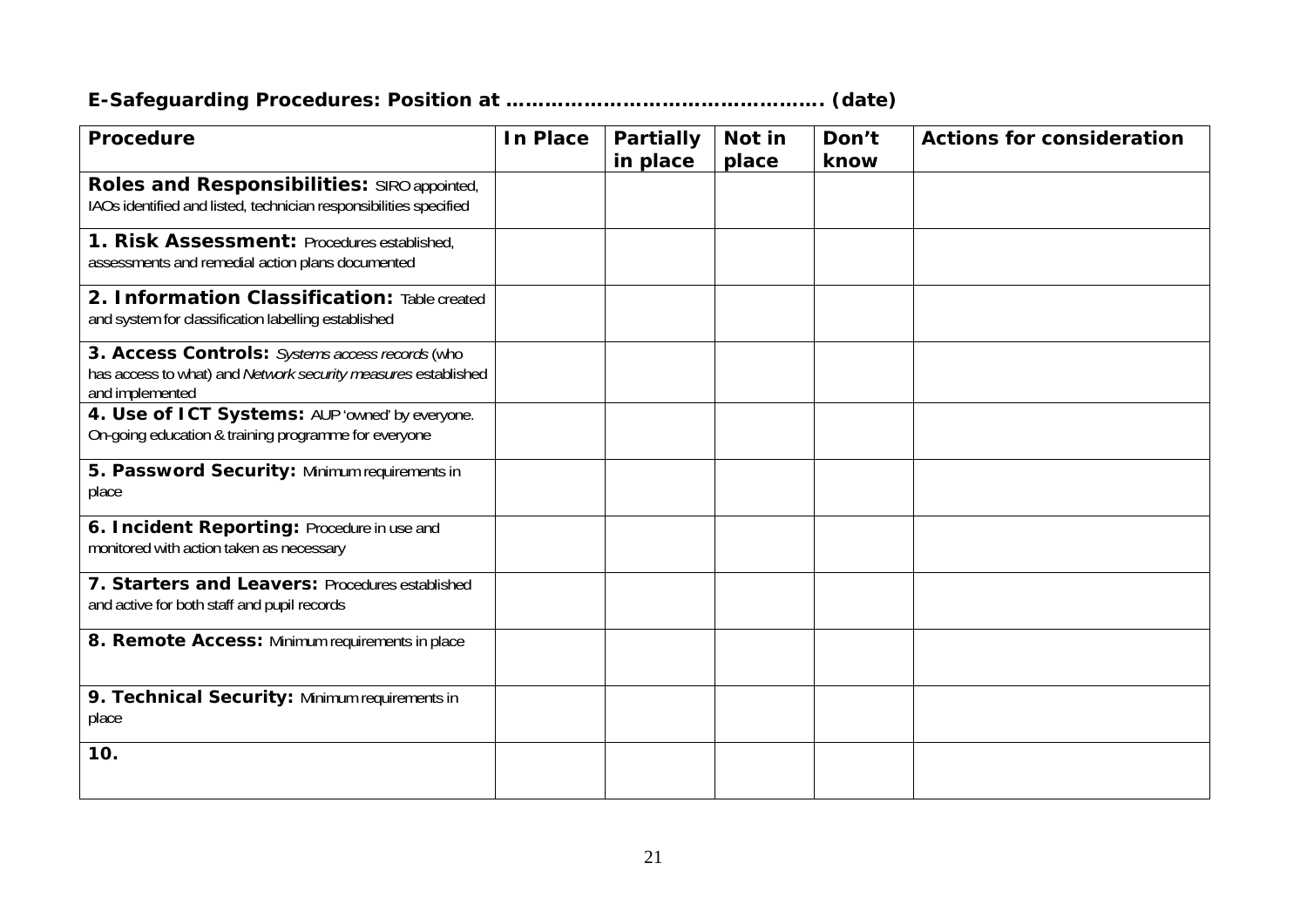## E-Safeguarding Procedures: Position at ………………………………………. (date)

| Procedure | In Place | Partially in place | Not in place | Don't know | Actions for consideration |
|---|---|---|---|---|---|
| **Roles and Responsibilities:** SIRO appointed, IAOs identified and listed, technician responsibilities specified | | | | | |
| **1. Risk Assessment:** Procedures established, assessments and remedial action plans documented | | | | | |
| **2. Information Classification:** Table created and system for classification labelling established | | | | | |
| **3. Access Controls:** *Systems access records* (who has access to what) and *Network security measures* established and implemented | | | | | |
| **4. Use of ICT Systems:** AUP 'owned' by everyone. On-going education & training programme for everyone | | | | | |
| **5. Password Security:** Minimum requirements in place | | | | | |
| **6. Incident Reporting:** Procedure in use and monitored with action taken as necessary | | | | | |
| **7. Starters and Leavers:** Procedures established and active for both staff and pupil records | | | | | |
| **8. Remote Access:** Minimum requirements in place | | | | | |
| **9. Technical Security:** Minimum requirements in place | | | | | |
| **10.** | | | | | |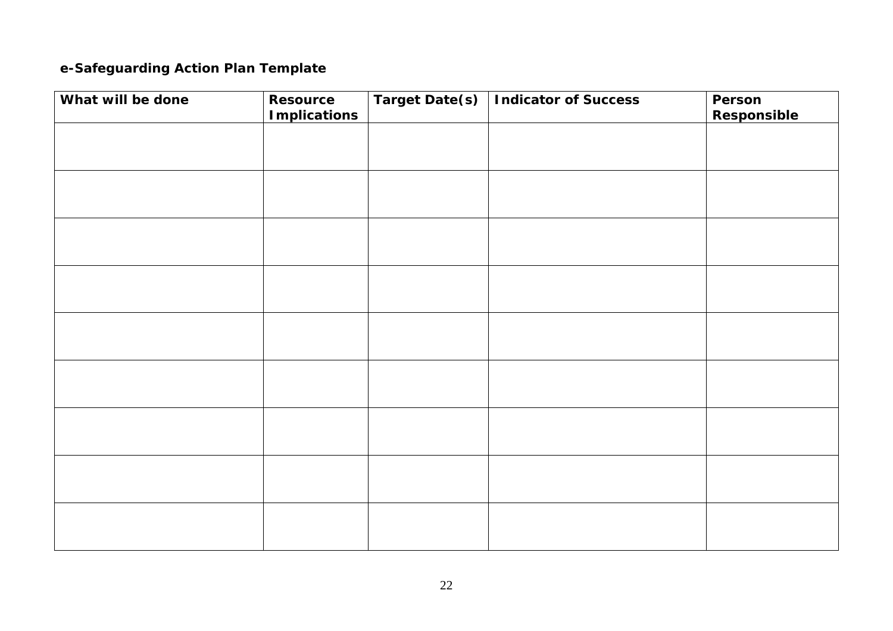**e-Safeguarding Action Plan Template**

| What will be done | Resource Implications | Target Date(s) | Indicator of Success | Person Responsible |
|---|---|---|---|---|
| | | | | |
| | | | | |
| | | | | |
| | | | | |
| | | | | |
| | | | | |
| | | | | |
| | | | | |
| | | | | |